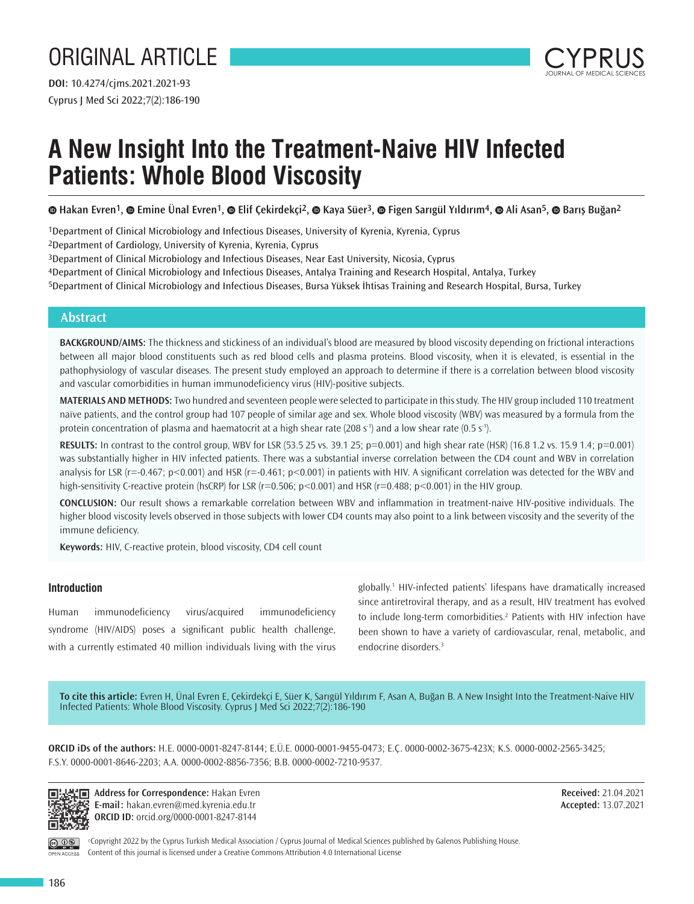ORIGINAL ARTICLE

DOI: 10.4274/cjms.2021.2021-93

# A New Insight Into the Treatment-Naive HIV Infected Patients: Whole Blood Viscosity

Hakan Evren[1], Emine Ünal Evren[1], Elif Çekirdekçi[2], Kaya Süer[3], Figen Sarıgül Yıldırım[4], Ali Asan[5], Barış Buğan[2]

[1]Department of Clinical Microbiology and Infectious Diseases, University of Kyrenia, Kyrenia, Cyprus
[2]Department of Cardiology, University of Kyrenia, Kyrenia, Cyprus
[3]Department of Clinical Microbiology and Infectious Diseases, Near East University, Nicosia, Cyprus
[4]Department of Clinical Microbiology and Infectious Diseases, Antalya Training and Research Hospital, Antalya, Turkey
[5]Department of Clinical Microbiology and Infectious Diseases, Bursa Yüksek İhtisas Training and Research Hospital, Bursa, Turkey

## Abstract

**BACKGROUND/AIMS:** The thickness and stickiness of an individual's blood are measured by blood viscosity depending on frictional interactions between all major blood constituents such as red blood cells and plasma proteins. Blood viscosity, when it is elevated, is essential in the pathophysiology of vascular diseases. The present study employed an approach to determine if there is a correlation between blood viscosity and vascular comorbidities in human immunodeficiency virus (HIV)-positive subjects.

**MATERIALS AND METHODS:** Two hundred and seventeen people were selected to participate in this study. The HIV group included 110 treatment naïve patients, and the control group had 107 people of similar age and sex. Whole blood viscosity (WBV) was measured by a formula from the protein concentration of plasma and haematocrit at a high shear rate (208 $s^{-1}$) and a low shear rate (0.5 $s^{-1}$).

**RESULTS:** In contrast to the control group, WBV for LSR (53.5 25 vs. 39.1 25; p=0.001) and high shear rate (HSR) (16.8 1.2 vs. 15.9 1.4; p=0.001) was substantially higher in HIV infected patients. There was a substantial inverse correlation between the CD4 count and WBV in correlation analysis for LSR (r=-0.467; p<0.001) and HSR (r=-0.461; p<0.001) in patients with HIV. A significant correlation was detected for the WBV and high-sensitivity C-reactive protein (hsCRP) for LSR (r=0.506; p<0.001) and HSR (r=0.488; p<0.001) in the HIV group.

**CONCLUSION:** Our result shows a remarkable correlation between WBV and inflammation in treatment-naive HIV-positive individuals. The higher blood viscosity levels observed in those subjects with lower CD4 counts may also point to a link between viscosity and the severity of the immune deficiency.

**Keywords:** HIV, C-reactive protein, blood viscosity, CD4 cell count

## Introduction

Human immunodeficiency virus/acquired immunodeficiency syndrome (HIV/AIDS) poses a significant public health challenge, with a currently estimated 40 million individuals living with the virus globally.[1] HIV-infected patients' lifespans have dramatically increased since antiretroviral therapy, and as a result, HIV treatment has evolved to include long-term comorbidities.[2] Patients with HIV infection have been shown to have a variety of cardiovascular, renal, metabolic, and endocrine disorders.[3]

**To cite this article:** Evren H, Ünal Evren E, Çekirdekçi E, Süer K, Sarıgül Yıldırım F, Asan A, Buğan B. A New Insight Into the Treatment-Naive HIV Infected Patients: Whole Blood Viscosity. Cyprus J Med Sci 2022;7(2):186-190

**ORCID iDs of the authors:** H.E. 0000-0001-8247-8144; E.Ü.E. 0000-0001-9455-0473; E.Ç. 0000-0002-3675-423X; K.S. 0000-0002-2565-3425; F.S.Y. 0000-0001-8646-2203; A.A. 0000-0002-8856-7356; B.B. 0000-0002-7210-9537.

**Address for Correspondence:** Hakan Evren
**E-mail:** hakan.evren@med.kyrenia.edu.tr
**ORCID ID:** orcid.org/0000-0001-8247-8144

**Received:** 21.04.2021
**Accepted:** 13.07.2021

©Copyright 2022 by the Cyprus Turkish Medical Association / Cyprus Journal of Medical Sciences published by Galenos Publishing House.
Content of this journal is licensed under a Creative Commons Attribution 4.0 International License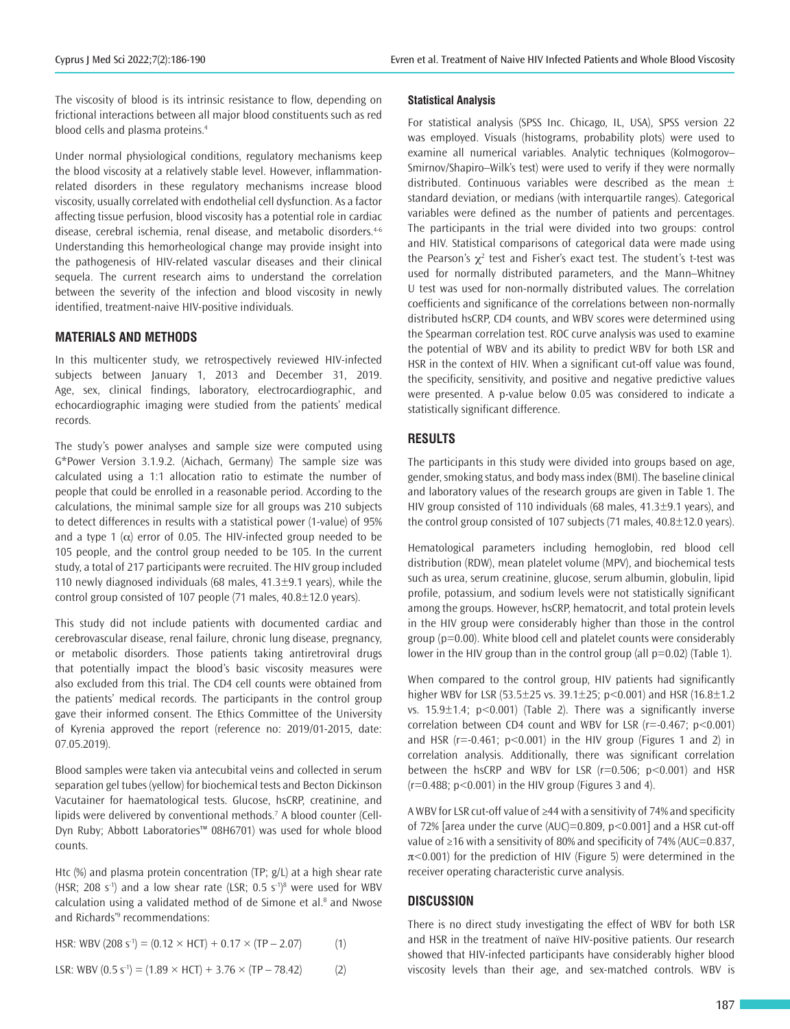The viscosity of blood is its intrinsic resistance to flow, depending on frictional interactions between all major blood constituents such as red blood cells and plasma proteins.[4]

Under normal physiological conditions, regulatory mechanisms keep the blood viscosity at a relatively stable level. However, inflammation-related disorders in these regulatory mechanisms increase blood viscosity, usually correlated with endothelial cell dysfunction. As a factor affecting tissue perfusion, blood viscosity has a potential role in cardiac disease, cerebral ischemia, renal disease, and metabolic disorders.[4-6] Understanding this hemorheological change may provide insight into the pathogenesis of HIV-related vascular diseases and their clinical sequela. The current research aims to understand the correlation between the severity of the infection and blood viscosity in newly identified, treatment-naive HIV-positive individuals.

## MATERIALS AND METHODS

In this multicenter study, we retrospectively reviewed HIV-infected subjects between January 1, 2013 and December 31, 2019. Age, sex, clinical findings, laboratory, electrocardiographic, and echocardiographic imaging were studied from the patients' medical records.

The study's power analyses and sample size were computed using G*Power Version 3.1.9.2. (Aichach, Germany) The sample size was calculated using a 1:1 allocation ratio to estimate the number of people that could be enrolled in a reasonable period. According to the calculations, the minimal sample size for all groups was 210 subjects to detect differences in results with a statistical power (1-value) of 95% and a type 1 ($\alpha$) error of 0.05. The HIV-infected group needed to be 105 people, and the control group needed to be 105. In the current study, a total of 217 participants were recruited. The HIV group included 110 newly diagnosed individuals (68 males, 41.3±9.1 years), while the control group consisted of 107 people (71 males, 40.8±12.0 years).

This study did not include patients with documented cardiac and cerebrovascular disease, renal failure, chronic lung disease, pregnancy, or metabolic disorders. Those patients taking antiretroviral drugs that potentially impact the blood's basic viscosity measures were also excluded from this trial. The CD4 cell counts were obtained from the patients' medical records. The participants in the control group gave their informed consent. The Ethics Committee of the University of Kyrenia approved the report (reference no: 2019/01-2015, date: 07.05.2019).

Blood samples were taken via antecubital veins and collected in serum separation gel tubes (yellow) for biochemical tests and Becton Dickinson Vacutainer for haematological tests. Glucose, hsCRP, creatinine, and lipids were delivered by conventional methods.[7] A blood counter (Cell-Dyn Ruby; Abbott Laboratories™ 08H6701) was used for whole blood counts.

Htc (%) and plasma protein concentration (TP; g/L) at a high shear rate (HSR; 208 $s^{-1}$) and a low shear rate (LSR; 0.5 $s^{-1}$)[8] were used for WBV calculation using a validated method of de Simone et al.[8] and Nwose and Richards'[9] recommendations:

$$\text{HSR: WBV } (208\ s^{-1}) = (0.12 \times \text{HCT}) + 0.17 \times (\text{TP} - 2.07) \qquad (1)$$

$$\text{LSR: WBV } (0.5\ s^{-1}) = (1.89 \times \text{HCT}) + 3.76 \times (\text{TP} - 78.42) \qquad (2)$$

### Statistical Analysis

For statistical analysis (SPSS Inc. Chicago, IL, USA), SPSS version 22 was employed. Visuals (histograms, probability plots) were used to examine all numerical variables. Analytic techniques (Kolmogorov–Smirnov/Shapiro–Wilk's test) were used to verify if they were normally distributed. Continuous variables were described as the mean ± standard deviation, or medians (with interquartile ranges). Categorical variables were defined as the number of patients and percentages. The participants in the trial were divided into two groups: control and HIV. Statistical comparisons of categorical data were made using the Pearson's $\chi^2$ test and Fisher's exact test. The student's t-test was used for normally distributed parameters, and the Mann–Whitney U test was used for non-normally distributed values. The correlation coefficients and significance of the correlations between non-normally distributed hsCRP, CD4 counts, and WBV scores were determined using the Spearman correlation test. ROC curve analysis was used to examine the potential of WBV and its ability to predict WBV for both LSR and HSR in the context of HIV. When a significant cut-off value was found, the specificity, sensitivity, and positive and negative predictive values were presented. A p-value below 0.05 was considered to indicate a statistically significant difference.

## RESULTS

The participants in this study were divided into groups based on age, gender, smoking status, and body mass index (BMI). The baseline clinical and laboratory values of the research groups are given in Table 1. The HIV group consisted of 110 individuals (68 males, 41.3±9.1 years), and the control group consisted of 107 subjects (71 males, 40.8±12.0 years).

Hematological parameters including hemoglobin, red blood cell distribution (RDW), mean platelet volume (MPV), and biochemical tests such as urea, serum creatinine, glucose, serum albumin, globulin, lipid profile, potassium, and sodium levels were not statistically significant among the groups. However, hsCRP, hematocrit, and total protein levels in the HIV group were considerably higher than those in the control group (p=0.00). White blood cell and platelet counts were considerably lower in the HIV group than in the control group (all p=0.02) (Table 1).

When compared to the control group, HIV patients had significantly higher WBV for LSR (53.5±25 vs. 39.1±25; p<0.001) and HSR (16.8±1.2 vs. 15.9±1.4; p<0.001) (Table 2). There was a significantly inverse correlation between CD4 count and WBV for LSR (r=-0.467; p<0.001) and HSR (r=-0.461; p<0.001) in the HIV group (Figures 1 and 2) in correlation analysis. Additionally, there was significant correlation between the hsCRP and WBV for LSR (r=0.506; p<0.001) and HSR (r=0.488; p<0.001) in the HIV group (Figures 3 and 4).

A WBV for LSR cut-off value of ≥44 with a sensitivity of 74% and specificity of 72% [area under the curve (AUC)=0.809, p<0.001] and a HSR cut-off value of ≥16 with a sensitivity of 80% and specificity of 74% (AUC=0.837, $\pi$<0.001) for the prediction of HIV (Figure 5) were determined in the receiver operating characteristic curve analysis.

## DISCUSSION

There is no direct study investigating the effect of WBV for both LSR and HSR in the treatment of naïve HIV-positive patients. Our research showed that HIV-infected participants have considerably higher blood viscosity levels than their age, and sex-matched controls. WBV is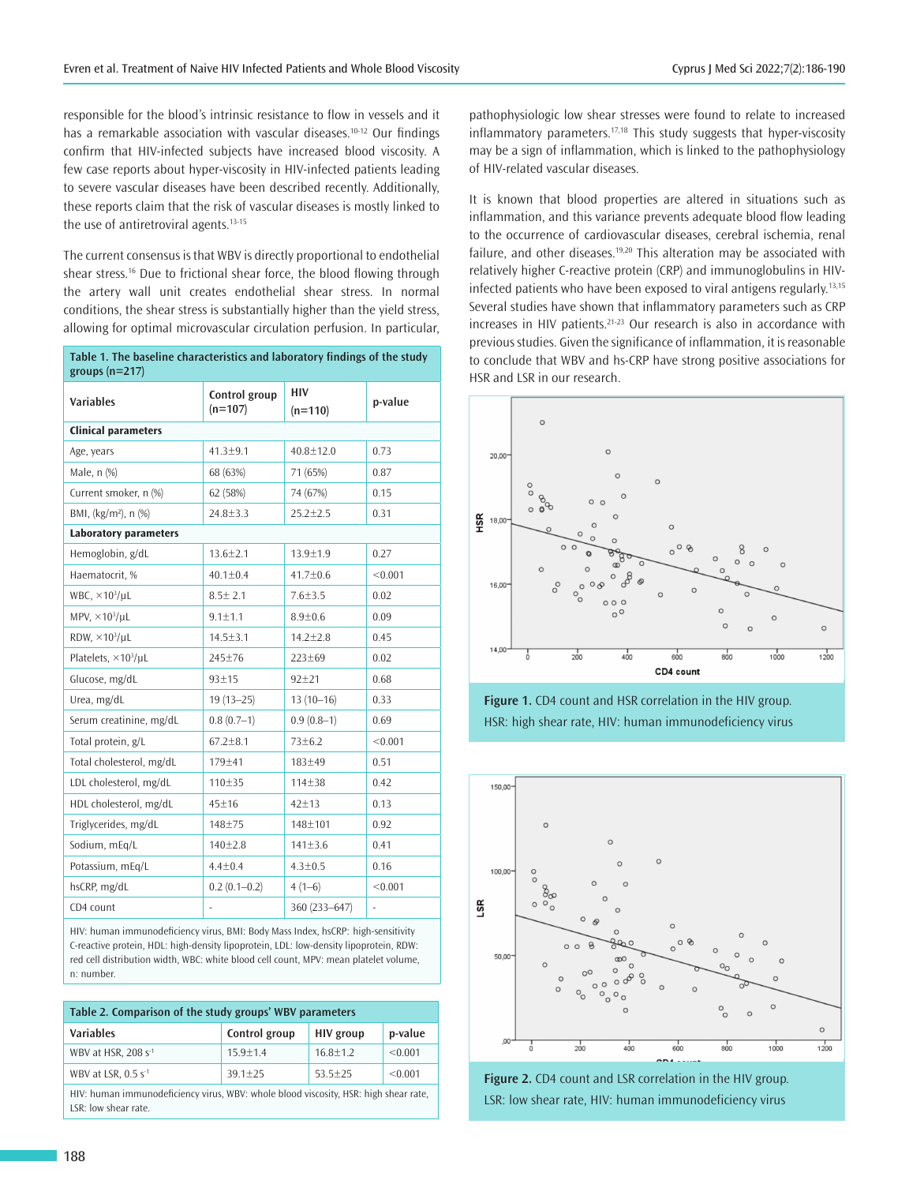responsible for the blood's intrinsic resistance to flow in vessels and it has a remarkable association with vascular diseases.[10-12] Our findings confirm that HIV-infected subjects have increased blood viscosity. A few case reports about hyper-viscosity in HIV-infected patients leading to severe vascular diseases have been described recently. Additionally, these reports claim that the risk of vascular diseases is mostly linked to the use of antiretroviral agents.[13-15]

The current consensus is that WBV is directly proportional to endothelial shear stress.[16] Due to frictional shear force, the blood flowing through the artery wall unit creates endothelial shear stress. In normal conditions, the shear stress is substantially higher than the yield stress, allowing for optimal microvascular circulation perfusion. In particular, pathophysiologic low shear stresses were found to relate to increased inflammatory parameters.[17,18] This study suggests that hyper-viscosity may be a sign of inflammation, which is linked to the pathophysiology of HIV-related vascular diseases.

It is known that blood properties are altered in situations such as inflammation, and this variance prevents adequate blood flow leading to the occurrence of cardiovascular diseases, cerebral ischemia, renal failure, and other diseases.[19,20] This alteration may be associated with relatively higher C-reactive protein (CRP) and immunoglobulins in HIV-infected patients who have been exposed to viral antigens regularly.[13,15] Several studies have shown that inflammatory parameters such as CRP increases in HIV patients.[21-23] Our research is also in accordance with previous studies. Given the significance of inflammation, it is reasonable to conclude that WBV and hs-CRP have strong positive associations for HSR and LSR in our research.

**Table 1. The baseline characteristics and laboratory findings of the study groups (n=217)**

| Variables | Control group (n=107) | HIV (n=110) | p-value |
|---|---|---|---|
| **Clinical parameters** | | | |
| Age, years | 41.3±9.1 | 40.8±12.0 | 0.73 |
| Male, n (%) | 68 (63%) | 71 (65%) | 0.87 |
| Current smoker, n (%) | 62 (58%) | 74 (67%) | 0.15 |
| BMI, (kg/m²), n (%) | 24.8±3.3 | 25.2±2.5 | 0.31 |
| **Laboratory parameters** | | | |
| Hemoglobin, g/dL | 13.6±2.1 | 13.9±1.9 | 0.27 |
| Haematocrit, % | 40.1±0.4 | 41.7±0.6 | <0.001 |
| WBC, ×10³/μL | 8.5± 2.1 | 7.6±3.5 | 0.02 |
| MPV, ×10³/μL | 9.1±1.1 | 8.9±0.6 | 0.09 |
| RDW, ×10³/μL | 14.5±3.1 | 14.2±2.8 | 0.45 |
| Platelets, ×10³/μL | 245±76 | 223±69 | 0.02 |
| Glucose, mg/dL | 93±15 | 92±21 | 0.68 |
| Urea, mg/dL | 19 (13–25) | 13 (10–16) | 0.33 |
| Serum creatinine, mg/dL | 0.8 (0.7–1) | 0.9 (0.8–1) | 0.69 |
| Total protein, g/L | 67.2±8.1 | 73±6.2 | <0.001 |
| Total cholesterol, mg/dL | 179±41 | 183±49 | 0.51 |
| LDL cholesterol, mg/dL | 110±35 | 114±38 | 0.42 |
| HDL cholesterol, mg/dL | 45±16 | 42±13 | 0.13 |
| Triglycerides, mg/dL | 148±75 | 148±101 | 0.92 |
| Sodium, mEq/L | 140±2.8 | 141±3.6 | 0.41 |
| Potassium, mEq/L | 4.4±0.4 | 4.3±0.5 | 0.16 |
| hsCRP, mg/dL | 0.2 (0.1–0.2) | 4 (1–6) | <0.001 |
| CD4 count | - | 360 (233–647) | - |

HIV: human immunodeficiency virus, BMI: Body Mass Index, hsCRP: high-sensitivity C-reactive protein, HDL: high-density lipoprotein, LDL: low-density lipoprotein, RDW: red cell distribution width, WBC: white blood cell count, MPV: mean platelet volume, n: number.

**Table 2. Comparison of the study groups' WBV parameters**

| Variables | Control group | HIV group | p-value |
|---|---|---|---|
| WBV at HSR, 208 $s^{-1}$ | 15.9±1.4 | 16.8±1.2 | <0.001 |
| WBV at LSR, 0.5 $s^{-1}$ | 39.1±25 | 53.5±25 | <0.001 |

HIV: human immunodeficiency virus, WBV: whole blood viscosity, HSR: high shear rate, LSR: low shear rate.

**Figure 1.** CD4 count and HSR correlation in the HIV group. HSR: high shear rate, HIV: human immunodeficiency virus

**Figure 2.** CD4 count and LSR correlation in the HIV group. LSR: low shear rate, HIV: human immunodeficiency virus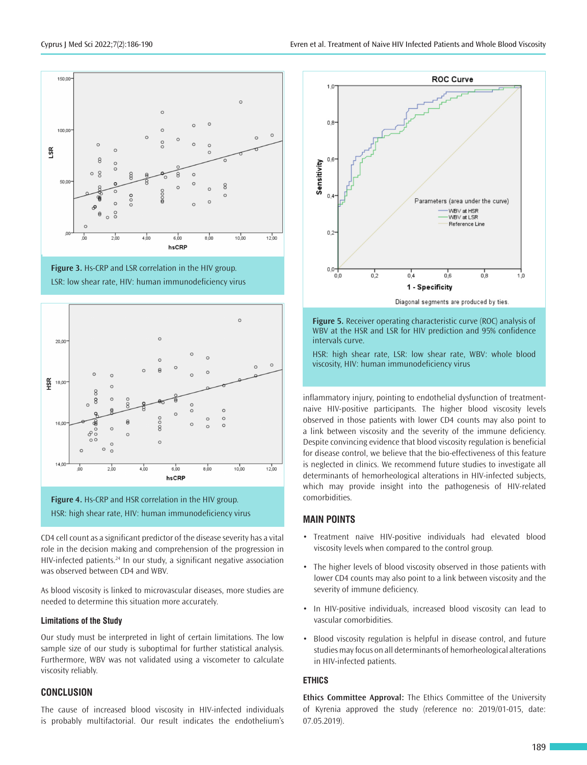Figure 3. Hs-CRP and LSR correlation in the HIV group.

LSR: low shear rate, HIV: human immunodeficiency virus

Figure 4. Hs-CRP and HSR correlation in the HIV group.

HSR: high shear rate, HIV: human immunodeficiency virus

CD4 cell count as a significant predictor of the disease severity has a vital role in the decision making and comprehension of the progression in HIV-infected patients.[24] In our study, a significant negative association was observed between CD4 and WBV.

As blood viscosity is linked to microvascular diseases, more studies are needed to determine this situation more accurately.

### Limitations of the Study

Our study must be interpreted in light of certain limitations. The low sample size of our study is suboptimal for further statistical analysis. Furthermore, WBV was not validated using a viscometer to calculate viscosity reliably.

## CONCLUSION

The cause of increased blood viscosity in HIV-infected individuals is probably multifactorial. Our result indicates the endothelium's inflammatory injury, pointing to endothelial dysfunction of treatment-naive HIV-positive participants. The higher blood viscosity levels observed in those patients with lower CD4 counts may also point to a link between viscosity and the severity of the immune deficiency. Despite convincing evidence that blood viscosity regulation is beneficial for disease control, we believe that the bio-effectiveness of this feature is neglected in clinics. We recommend future studies to investigate all determinants of hemorheological alterations in HIV-infected subjects, which may provide insight into the pathogenesis of HIV-related comorbidities.

Figure 5. Receiver operating characteristic curve (ROC) analysis of WBV at the HSR and LSR for HIV prediction and 95% confidence intervals curve.

HSR: high shear rate, LSR: low shear rate, WBV: whole blood viscosity, HIV: human immunodeficiency virus

## MAIN POINTS

- Treatment naïve HIV-positive individuals had elevated blood viscosity levels when compared to the control group.
- The higher levels of blood viscosity observed in those patients with lower CD4 counts may also point to a link between viscosity and the severity of immune deficiency.
- In HIV-positive individuals, increased blood viscosity can lead to vascular comorbidities.
- Blood viscosity regulation is helpful in disease control, and future studies may focus on all determinants of hemorheological alterations in HIV-infected patients.

## ETHICS

**Ethics Committee Approval:** The Ethics Committee of the University of Kyrenia approved the study (reference no: 2019/01-015, date: 07.05.2019).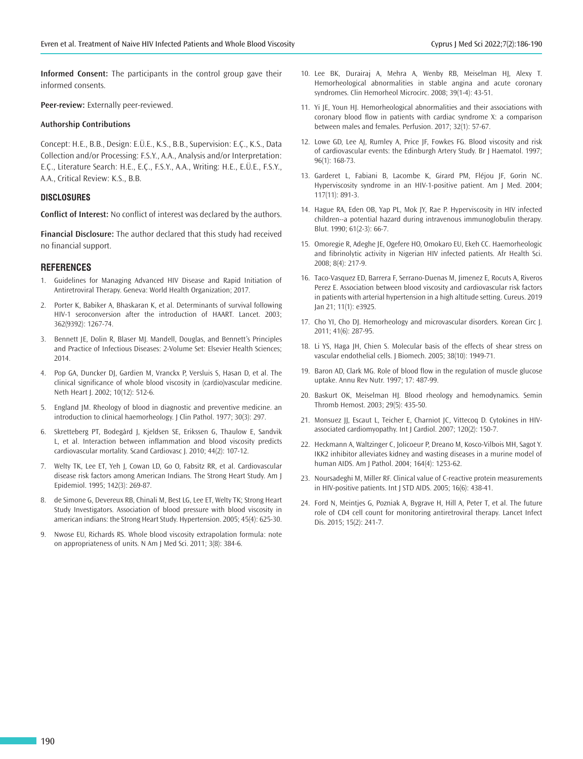**Informed Consent:** The participants in the control group gave their informed consents.

**Peer-review:** Externally peer-reviewed.

**Authorship Contributions**

Concept: H.E., B.B., Design: E.Ü.E., K.S., B.B., Supervision: E.Ç., K.S., Data Collection and/or Processing: F.S.Y., A.A., Analysis and/or Interpretation: E.Ç., Literature Search: H.E., E.Ç., F.S.Y., A.A., Writing: H.E., E.Ü.E., F.S.Y., A.A., Critical Review: K.S., B.B.

## DISCLOSURES

**Conflict of Interest:** No conflict of interest was declared by the authors.

**Financial Disclosure:** The author declared that this study had received no financial support.

## REFERENCES

1. Guidelines for Managing Advanced HIV Disease and Rapid Initiation of Antiretroviral Therapy. Geneva: World Health Organization; 2017.
2. Porter K, Babiker A, Bhaskaran K, et al. Determinants of survival following HIV-1 seroconversion after the introduction of HAART. Lancet. 2003; 362(9392): 1267-74.
3. Bennett JE, Dolin R, Blaser MJ. Mandell, Douglas, and Bennett's Principles and Practice of Infectious Diseases: 2-Volume Set: Elsevier Health Sciences; 2014.
4. Pop GA, Duncker DJ, Gardien M, Vranckx P, Versluis S, Hasan D, et al. The clinical significance of whole blood viscosity in (cardio)vascular medicine. Neth Heart J. 2002; 10(12): 512-6.
5. England JM. Rheology of blood in diagnostic and preventive medicine. an introduction to clinical haemorheology. J Clin Pathol. 1977; 30(3): 297.
6. Skretteberg PT, Bodegård J, Kjeldsen SE, Erikssen G, Thaulow E, Sandvik L, et al. Interaction between inflammation and blood viscosity predicts cardiovascular mortality. Scand Cardiovasc J. 2010; 44(2): 107-12.
7. Welty TK, Lee ET, Yeh J, Cowan LD, Go O, Fabsitz RR, et al. Cardiovascular disease risk factors among American Indians. The Strong Heart Study. Am J Epidemiol. 1995; 142(3): 269-87.
8. de Simone G, Devereux RB, Chinali M, Best LG, Lee ET, Welty TK; Strong Heart Study Investigators. Association of blood pressure with blood viscosity in american indians: the Strong Heart Study. Hypertension. 2005; 45(4): 625-30.
9. Nwose EU, Richards RS. Whole blood viscosity extrapolation formula: note on appropriateness of units. N Am J Med Sci. 2011; 3(8): 384-6.
10. Lee BK, Durairaj A, Mehra A, Wenby RB, Meiselman HJ, Alexy T. Hemorheological abnormalities in stable angina and acute coronary syndromes. Clin Hemorheol Microcirc. 2008; 39(1-4): 43-51.
11. Yi JE, Youn HJ. Hemorheological abnormalities and their associations with coronary blood flow in patients with cardiac syndrome X: a comparison between males and females. Perfusion. 2017; 32(1): 57-67.
12. Lowe GD, Lee AJ, Rumley A, Price JF, Fowkes FG. Blood viscosity and risk of cardiovascular events: the Edinburgh Artery Study. Br J Haematol. 1997; 96(1): 168-73.
13. Garderet L, Fabiani B, Lacombe K, Girard PM, Fléjou JF, Gorin NC. Hyperviscosity syndrome in an HIV-1-positive patient. Am J Med. 2004; 117(11): 891-3.
14. Hague RA, Eden OB, Yap PL, Mok JY, Rae P. Hyperviscosity in HIV infected children--a potential hazard during intravenous immunoglobulin therapy. Blut. 1990; 61(2-3): 66-7.
15. Omoregie R, Adeghe JE, Ogefere HO, Omokaro EU, Ekeh CC. Haemorheologic and fibrinolytic activity in Nigerian HIV infected patients. Afr Health Sci. 2008; 8(4): 217-9.
16. Taco-Vasquez ED, Barrera F, Serrano-Duenas M, Jimenez E, Rocuts A, Riveros Perez E. Association between blood viscosity and cardiovascular risk factors in patients with arterial hypertension in a high altitude setting. Cureus. 2019 Jan 21; 11(1): e3925.
17. Cho YI, Cho DJ. Hemorheology and microvascular disorders. Korean Circ J. 2011; 41(6): 287-95.
18. Li YS, Haga JH, Chien S. Molecular basis of the effects of shear stress on vascular endothelial cells. J Biomech. 2005; 38(10): 1949-71.
19. Baron AD, Clark MG. Role of blood flow in the regulation of muscle glucose uptake. Annu Rev Nutr. 1997; 17: 487-99.
20. Baskurt OK, Meiselman HJ. Blood rheology and hemodynamics. Semin Thromb Hemost. 2003; 29(5): 435-50.
21. Monsuez JJ, Escaut L, Teicher E, Charniot JC, Vittecoq D. Cytokines in HIV-associated cardiomyopathy. Int J Cardiol. 2007; 120(2): 150-7.
22. Heckmann A, Waltzinger C, Jolicoeur P, Dreano M, Kosco-Vilbois MH, Sagot Y. IKK2 inhibitor alleviates kidney and wasting diseases in a murine model of human AIDS. Am J Pathol. 2004; 164(4): 1253-62.
23. Noursadeghi M, Miller RF. Clinical value of C-reactive protein measurements in HIV-positive patients. Int J STD AIDS. 2005; 16(6): 438-41.
24. Ford N, Meintjes G, Pozniak A, Bygrave H, Hill A, Peter T, et al. The future role of CD4 cell count for monitoring antiretroviral therapy. Lancet Infect Dis. 2015; 15(2): 241-7.